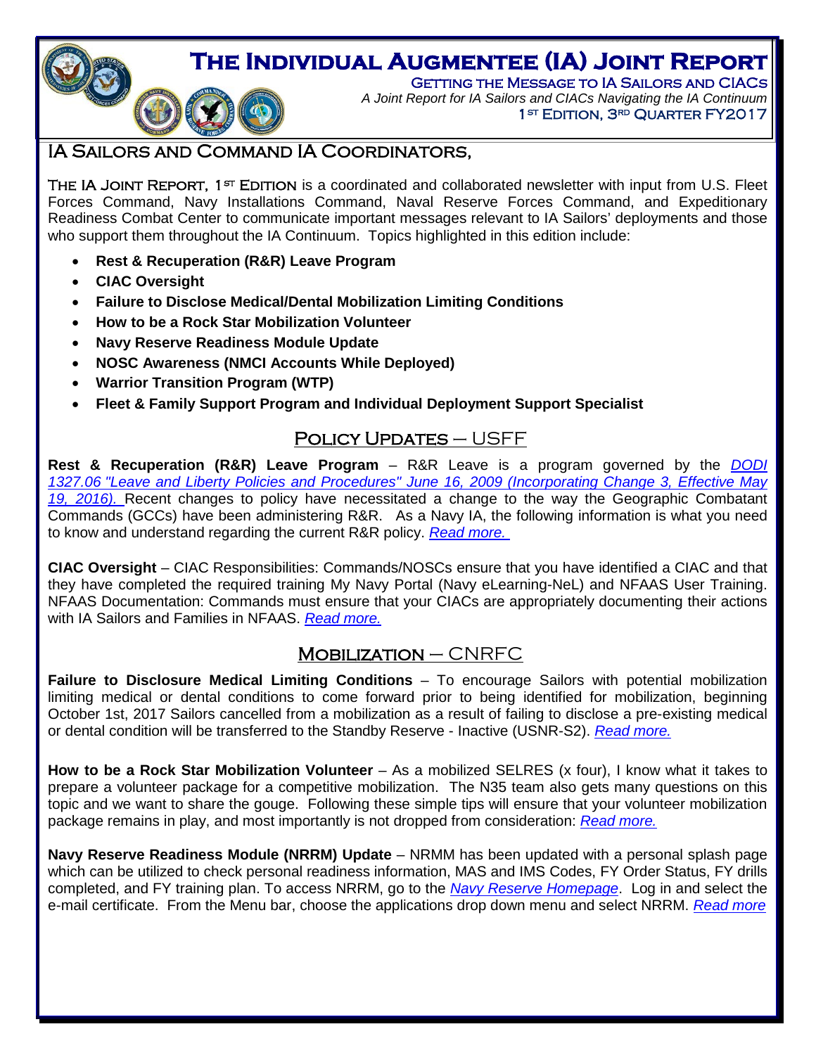# The Individual Augmentee (IA) Joint Report

**Getting the Message to IA Sailors and CIACs**

*A Joint Report for IA Sailors and CIACs Navigating the IA Continuum*

1ST Edition, 3RD Quarter FY2017

## IA Sailors and Command IA Coordinators,

The IA Joint Report, 1ST Edition is a coordinated and collaborated newsletter with input from U.S. Fleet Forces Command, Navy Installations Command, Naval Reserve Forces Command, and Expeditionary Readiness Combat Center to communicate important messages relevant to IA Sailors' deployments and those who support them throughout the IA Continuum. Topics highlighted in this edition include:

- **Rest & Recuperation (R&R) Leave Program**
- **CIAC Oversight**
- **Failure to Disclose Medical/Dental Mobilization Limiting Conditions**
- **How to be a Rock Star Mobilization Volunteer**
- **Navy Reserve Readiness Module Update**
- **NOSC Awareness (NMCI Accounts While Deployed)**
- **Warrior Transition Program (WTP)**
- **Fleet & Family Support Program and Individual Deployment Support Specialist**

## Policy Updates – USFF

**Rest & Recuperation (R&R) Leave Program** – R&R Leave is a program governed by the *DODI 1327.06 "Leave and Liberty Policies and Procedures" June 16, 2009 (Incorporating Change 3, Effective May 19, 2016).* Recent changes to policy have necessitated a change to the way the Geographic Combatant Commands (GCCs) have been administering R&R. As a Navy IA, the following information is what you need to know and understand regarding the current R&R policy. *Read more.*

**CIAC Oversight** – CIAC Responsibilities: Commands/NOSCs ensure that you have identified a CIAC and that they have completed the required training My Navy Portal (Navy eLearning-NeL) and NFAAS User Training. NFAAS Documentation: Commands must ensure that your CIACs are appropriately documenting their actions with IA Sailors and Families in NFAAS. *Read more.*

## Mobilization – CNRFC

**Failure to Disclosure Medical Limiting Conditions** – To encourage Sailors with potential mobilization limiting medical or dental conditions to come forward prior to being identified for mobilization, beginning October 1st, 2017 Sailors cancelled from a mobilization as a result of failing to disclose a pre-existing medical or dental condition will be transferred to the Standby Reserve - Inactive (USNR-S2). *Read more.*

**How to be a Rock Star Mobilization Volunteer** – As a mobilized SELRES (x four), I know what it takes to prepare a volunteer package for a competitive mobilization. The N35 team also gets many questions on this topic and we want to share the gouge. Following these simple tips will ensure that your volunteer mobilization package remains in play, and most importantly is not dropped from consideration: *Read more.*

**Navy Reserve Readiness Module (NRRM) Update** – NRMM has been updated with a personal splash page which can be utilized to check personal readiness information, MAS and IMS Codes, FY Order Status, FY drills completed, and FY training plan. To access NRRM, go to the *Navy Reserve Homepage*. Log in and select the e-mail certificate. From the Menu bar, choose the applications drop down menu and select NRRM. *Read more*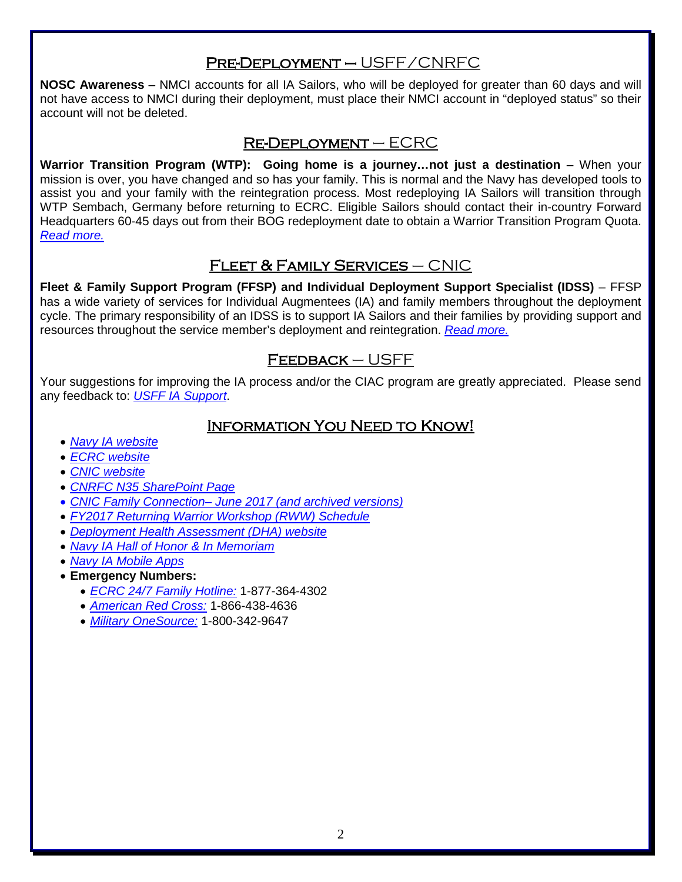## Pre-Deployment – USFF/CNRFC

**NOSC Awareness** – NMCI accounts for all IA Sailors, who will be deployed for greater than 60 days and will not have access to NMCI during their deployment, must place their NMCI account in "deployed status" so their account will not be deleted.

## Re-Deployment – ECRC

**Warrior Transition Program (WTP): Going home is a journey…not just a destination** – When your mission is over, you have changed and so has your family. This is normal and the Navy has developed tools to assist you and your family with the reintegration process. Most redeploying IA Sailors will transition through WTP Sembach, Germany before returning to ECRC. Eligible Sailors should contact their in-country Forward Headquarters 60-45 days out from their BOG redeployment date to obtain a Warrior Transition Program Quota. *Read more.*

## Fleet & Family Services – CNIC

**Fleet & Family Support Program (FFSP) and Individual Deployment Support Specialist (IDSS)** – FFSP has a wide variety of services for Individual Augmentees (IA) and family members throughout the deployment cycle. The primary responsibility of an IDSS is to support IA Sailors and their families by providing support and resources throughout the service member's deployment and reintegration. *Read more.*

## Feedback – USFF

Your suggestions for improving the IA process and/or the CIAC program are greatly appreciated. Please send any feedback to: *USFF IA Support*.

## Information You Need to Know!

- *Navy IA website*
- *ECRC website*
- *CNIC website*
- *CNRFC N35 SharePoint Page*
- *CNIC Family Connection– June 2017 (and archived versions)*
- *FY2017 Returning Warrior Workshop (RWW) Schedule*
- *Deployment Health Assessment (DHA) website*
- *Navy IA Hall of Honor & In Memoriam*
- *Navy IA Mobile Apps*
- **Emergency Numbers:**
  - *ECRC 24/7 Family Hotline:* 1-877-364-4302
  - *American Red Cross:* 1-866-438-4636
  - *Military OneSource:* 1-800-342-9647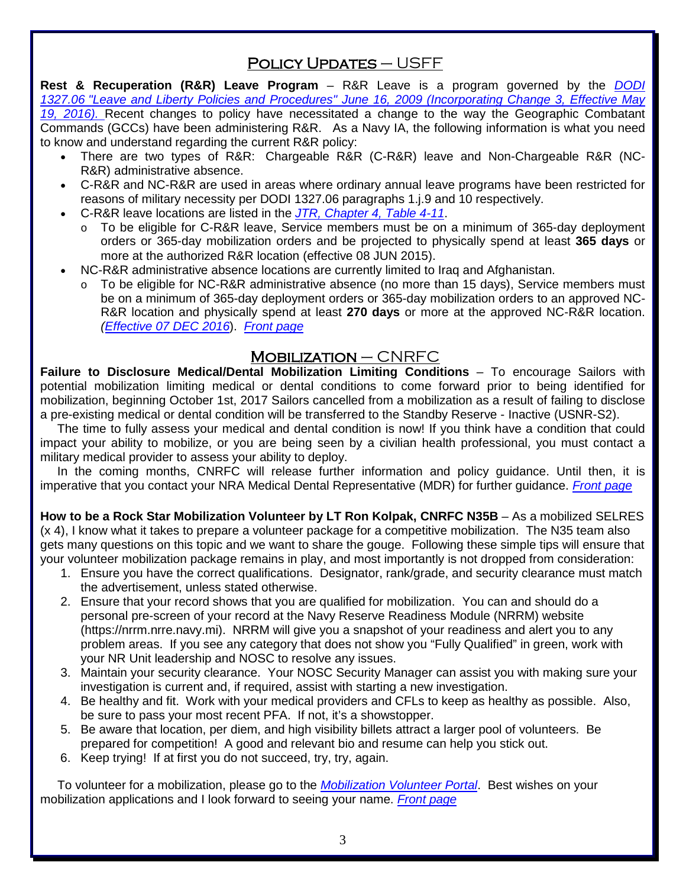## Policy Updates – USFF

**Rest & Recuperation (R&R) Leave Program** – R&R Leave is a program governed by the *DODI 1327.06 "Leave and Liberty Policies and Procedures" June 16, 2009 (Incorporating Change 3, Effective May 19, 2016).* Recent changes to policy have necessitated a change to the way the Geographic Combatant Commands (GCCs) have been administering R&R. As a Navy IA, the following information is what you need to know and understand regarding the current R&R policy:

- There are two types of R&R: Chargeable R&R (C-R&R) leave and Non-Chargeable R&R (NC-R&R) administrative absence.
- C-R&R and NC-R&R are used in areas where ordinary annual leave programs have been restricted for reasons of military necessity per DODI 1327.06 paragraphs 1.j.9 and 10 respectively.
- C-R&R leave locations are listed in the *JTR, Chapter 4, Table 4-11*.
  - To be eligible for C-R&R leave, Service members must be on a minimum of 365-day deployment orders or 365-day mobilization orders and be projected to physically spend at least **365 days** or more at the authorized R&R location (effective 08 JUN 2015).
- NC-R&R administrative absence locations are currently limited to Iraq and Afghanistan.
  - To be eligible for NC-R&R administrative absence (no more than 15 days), Service members must be on a minimum of 365-day deployment orders or 365-day mobilization orders to an approved NC-R&R location and physically spend at least **270 days** or more at the approved NC-R&R location. (*Effective 07 DEC 2016*). *Front page*

## Mobilization – CNRFC

**Failure to Disclosure Medical/Dental Mobilization Limiting Conditions** – To encourage Sailors with potential mobilization limiting medical or dental conditions to come forward prior to being identified for mobilization, beginning October 1st, 2017 Sailors cancelled from a mobilization as a result of failing to disclose a pre-existing medical or dental condition will be transferred to the Standby Reserve - Inactive (USNR-S2).

The time to fully assess your medical and dental condition is now! If you think have a condition that could impact your ability to mobilize, or you are being seen by a civilian health professional, you must contact a military medical provider to assess your ability to deploy.

In the coming months, CNRFC will release further information and policy guidance. Until then, it is imperative that you contact your NRA Medical Dental Representative (MDR) for further guidance. *Front page*

**How to be a Rock Star Mobilization Volunteer by LT Ron Kolpak, CNRFC N35B** – As a mobilized SELRES (x 4), I know what it takes to prepare a volunteer package for a competitive mobilization. The N35 team also gets many questions on this topic and we want to share the gouge. Following these simple tips will ensure that your volunteer mobilization package remains in play, and most importantly is not dropped from consideration:

1. Ensure you have the correct qualifications. Designator, rank/grade, and security clearance must match the advertisement, unless stated otherwise.
2. Ensure that your record shows that you are qualified for mobilization. You can and should do a personal pre-screen of your record at the Navy Reserve Readiness Module (NRRM) website (https://nrrm.nrre.navy.mi). NRRM will give you a snapshot of your readiness and alert you to any problem areas. If you see any category that does not show you "Fully Qualified" in green, work with your NR Unit leadership and NOSC to resolve any issues.
3. Maintain your security clearance. Your NOSC Security Manager can assist you with making sure your investigation is current and, if required, assist with starting a new investigation.
4. Be healthy and fit. Work with your medical providers and CFLs to keep as healthy as possible. Also, be sure to pass your most recent PFA. If not, it's a showstopper.
5. Be aware that location, per diem, and high visibility billets attract a larger pool of volunteers. Be prepared for competition! A good and relevant bio and resume can help you stick out.
6. Keep trying! If at first you do not succeed, try, try, again.

To volunteer for a mobilization, please go to the *Mobilization Volunteer Portal*. Best wishes on your mobilization applications and I look forward to seeing your name. *Front page*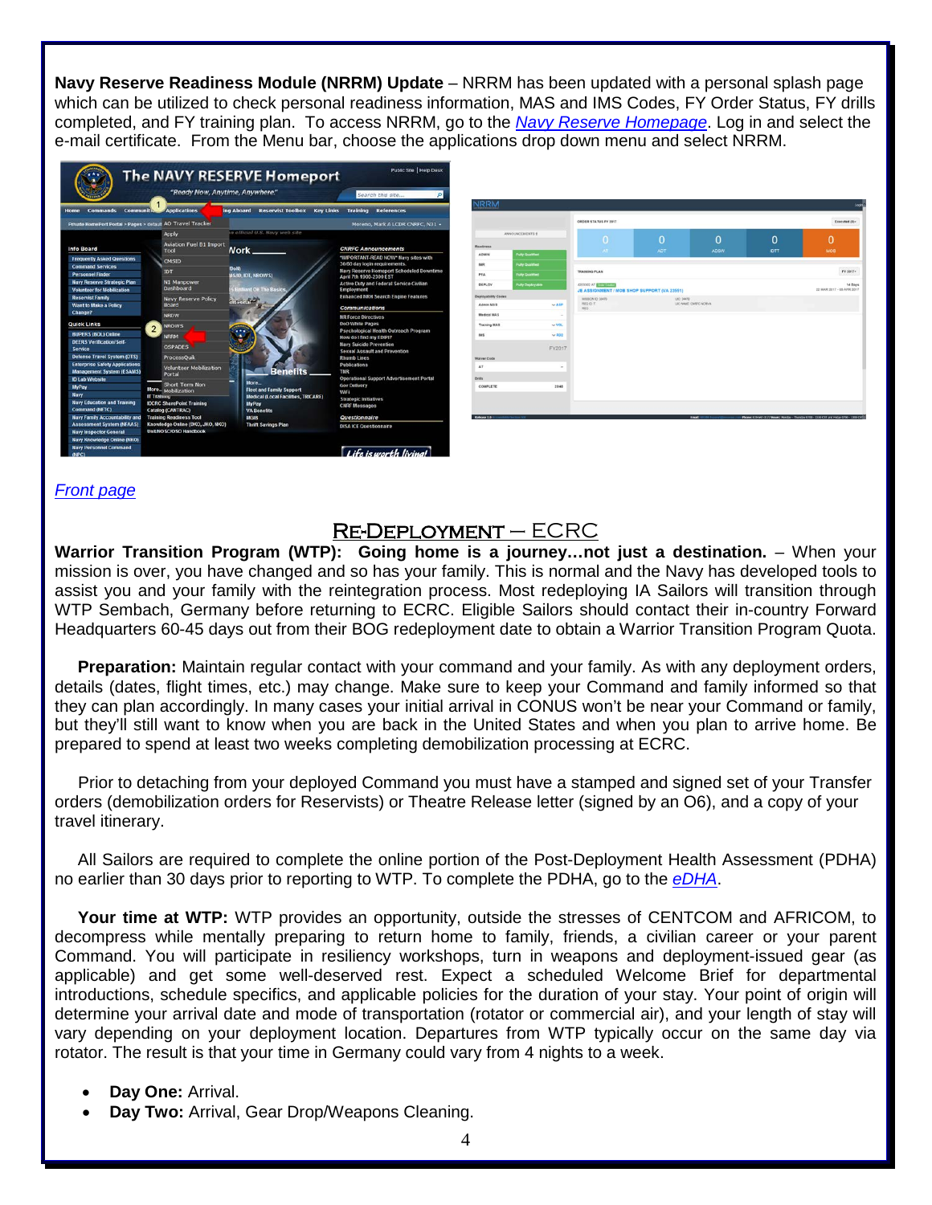**Navy Reserve Readiness Module (NRRM) Update** – NRRM has been updated with a personal splash page which can be utilized to check personal readiness information, MAS and IMS Codes, FY Order Status, FY drills completed, and FY training plan. To access NRRM, go to the *Navy Reserve Homepage*. Log in and select the e-mail certificate. From the Menu bar, choose the applications drop down menu and select NRRM.

*Front page*

## RE-DEPLOYMENT – ECRC

**Warrior Transition Program (WTP): Going home is a journey…not just a destination.** – When your mission is over, you have changed and so has your family. This is normal and the Navy has developed tools to assist you and your family with the reintegration process. Most redeploying IA Sailors will transition through WTP Sembach, Germany before returning to ECRC. Eligible Sailors should contact their in-country Forward Headquarters 60-45 days out from their BOG redeployment date to obtain a Warrior Transition Program Quota.

**Preparation:** Maintain regular contact with your command and your family. As with any deployment orders, details (dates, flight times, etc.) may change. Make sure to keep your Command and family informed so that they can plan accordingly. In many cases your initial arrival in CONUS won't be near your Command or family, but they'll still want to know when you are back in the United States and when you plan to arrive home. Be prepared to spend at least two weeks completing demobilization processing at ECRC.

Prior to detaching from your deployed Command you must have a stamped and signed set of your Transfer orders (demobilization orders for Reservists) or Theatre Release letter (signed by an O6), and a copy of your travel itinerary.

All Sailors are required to complete the online portion of the Post-Deployment Health Assessment (PDHA) no earlier than 30 days prior to reporting to WTP. To complete the PDHA, go to the *eDHA*.

**Your time at WTP:** WTP provides an opportunity, outside the stresses of CENTCOM and AFRICOM, to decompress while mentally preparing to return home to family, friends, a civilian career or your parent Command. You will participate in resiliency workshops, turn in weapons and deployment-issued gear (as applicable) and get some well-deserved rest. Expect a scheduled Welcome Brief for departmental introductions, schedule specifics, and applicable policies for the duration of your stay. Your point of origin will determine your arrival date and mode of transportation (rotator or commercial air), and your length of stay will vary depending on your deployment location. Departures from WTP typically occur on the same day via rotator. The result is that your time in Germany could vary from 4 nights to a week.

- **Day One:** Arrival.
- **Day Two:** Arrival, Gear Drop/Weapons Cleaning.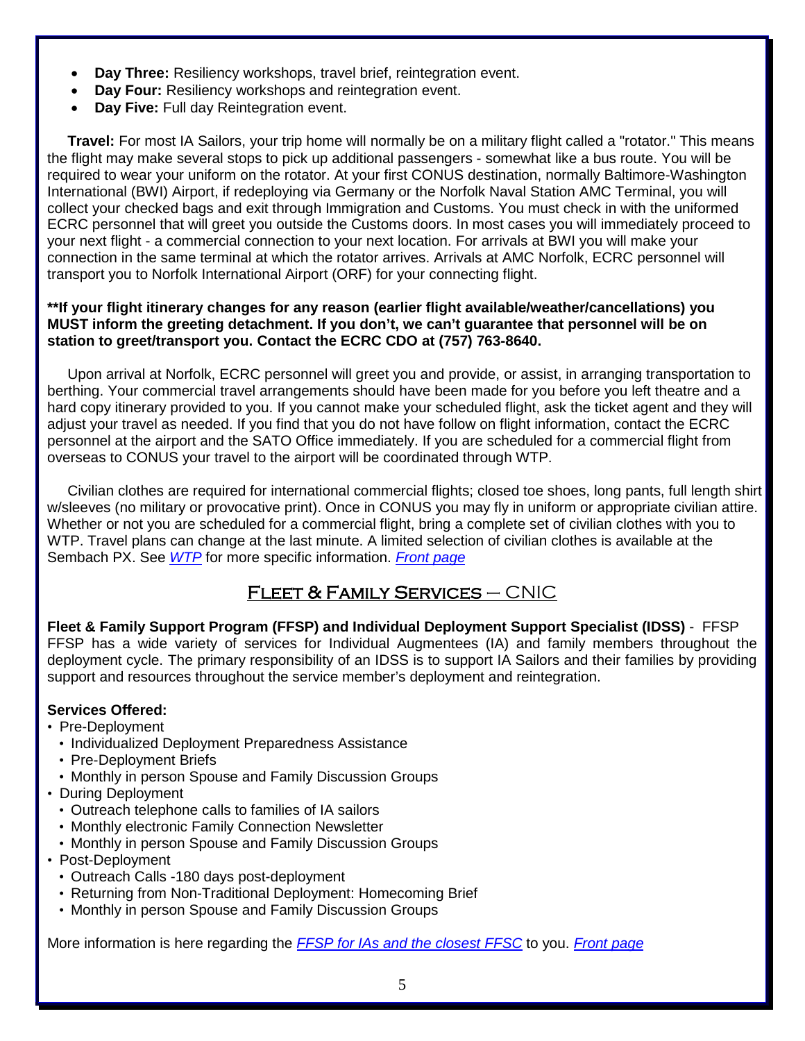- **Day Three:** Resiliency workshops, travel brief, reintegration event.
- **Day Four:** Resiliency workshops and reintegration event.
- **Day Five:** Full day Reintegration event.

**Travel:** For most IA Sailors, your trip home will normally be on a military flight called a "rotator." This means the flight may make several stops to pick up additional passengers - somewhat like a bus route. You will be required to wear your uniform on the rotator. At your first CONUS destination, normally Baltimore-Washington International (BWI) Airport, if redeploying via Germany or the Norfolk Naval Station AMC Terminal, you will collect your checked bags and exit through Immigration and Customs. You must check in with the uniformed ECRC personnel that will greet you outside the Customs doors. In most cases you will immediately proceed to your next flight - a commercial connection to your next location. For arrivals at BWI you will make your connection in the same terminal at which the rotator arrives. Arrivals at AMC Norfolk, ECRC personnel will transport you to Norfolk International Airport (ORF) for your connecting flight.

**\*\*If your flight itinerary changes for any reason (earlier flight available/weather/cancellations) you MUST inform the greeting detachment. If you don't, we can't guarantee that personnel will be on station to greet/transport you. Contact the ECRC CDO at (757) 763-8640.**

Upon arrival at Norfolk, ECRC personnel will greet you and provide, or assist, in arranging transportation to berthing. Your commercial travel arrangements should have been made for you before you left theatre and a hard copy itinerary provided to you. If you cannot make your scheduled flight, ask the ticket agent and they will adjust your travel as needed. If you find that you do not have follow on flight information, contact the ECRC personnel at the airport and the SATO Office immediately. If you are scheduled for a commercial flight from overseas to CONUS your travel to the airport will be coordinated through WTP.

Civilian clothes are required for international commercial flights; closed toe shoes, long pants, full length shirt w/sleeves (no military or provocative print). Once in CONUS you may fly in uniform or appropriate civilian attire. Whether or not you are scheduled for a commercial flight, bring a complete set of civilian clothes with you to WTP. Travel plans can change at the last minute. A limited selection of civilian clothes is available at the Sembach PX. See *WTP* for more specific information. *Front page*

## Fleet & Family Services – CNIC

**Fleet & Family Support Program (FFSP) and Individual Deployment Support Specialist (IDSS)** - FFSP FFSP has a wide variety of services for Individual Augmentees (IA) and family members throughout the deployment cycle. The primary responsibility of an IDSS is to support IA Sailors and their families by providing support and resources throughout the service member's deployment and reintegration.

**Services Offered:**

- Pre-Deployment
  - Individualized Deployment Preparedness Assistance
  - Pre-Deployment Briefs
  - Monthly in person Spouse and Family Discussion Groups
- During Deployment
  - Outreach telephone calls to families of IA sailors
  - Monthly electronic Family Connection Newsletter
  - Monthly in person Spouse and Family Discussion Groups
- Post-Deployment
  - Outreach Calls -180 days post-deployment
  - Returning from Non-Traditional Deployment: Homecoming Brief
  - Monthly in person Spouse and Family Discussion Groups

More information is here regarding the *FFSP for IAs and the closest FFSC* to you. *Front page*